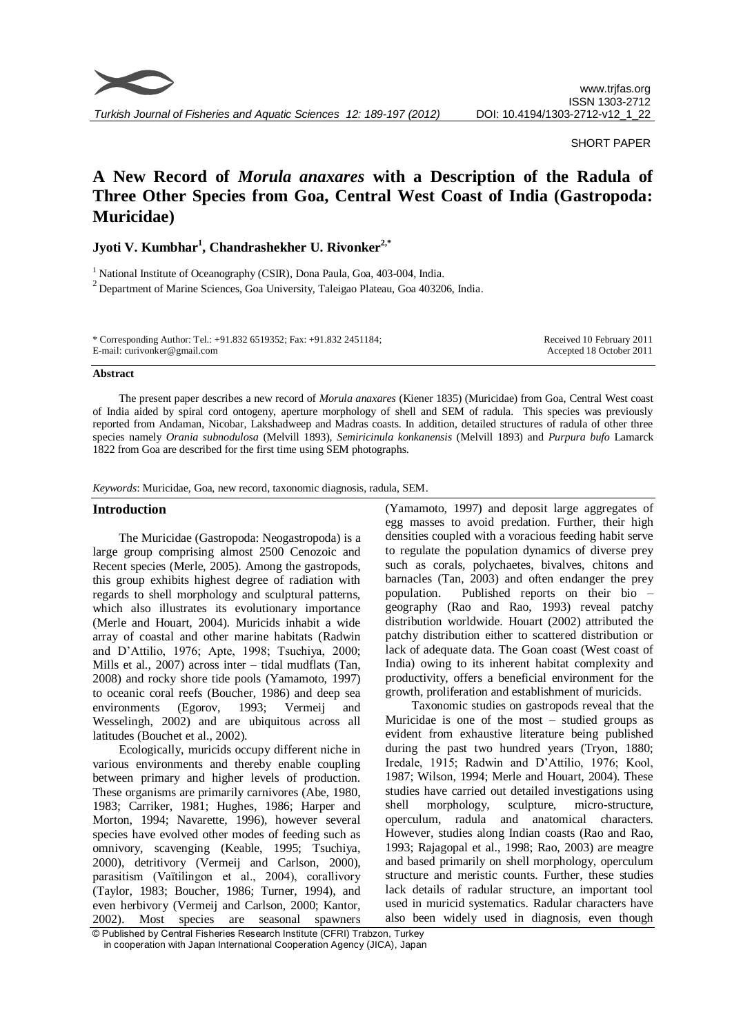SHORT PAPER

# A New Record of *Morula anaxares* with a Description of the Radula of Three Other Species from Goa, Central West Coast of India (Gastropoda: Muricidae)

**Jyoti V. Kumbhar[1], Chandrashekher U. Rivonker[2,*]**

[1] National Institute of Oceanography (CSIR), Dona Paula, Goa, 403-004, India.

[2] Department of Marine Sciences, Goa University, Taleigao Plateau, Goa 403206, India.

\* Corresponding Author: Tel.: +91.832 6519352; Fax: +91.832 2451184; E-mail: curivonker@gmail.com

Received 10 February 2011
Accepted 18 October 2011

## Abstract

The present paper describes a new record of *Morula anaxares* (Kiener 1835) (Muricidae) from Goa, Central West coast of India aided by spiral cord ontogeny, aperture morphology of shell and SEM of radula. This species was previously reported from Andaman, Nicobar, Lakshadweep and Madras coasts. In addition, detailed structures of radula of other three species namely *Orania subnodulosa* (Melvill 1893), *Semiricinula konkanensis* (Melvill 1893) and *Purpura bufo* Lamarck 1822 from Goa are described for the first time using SEM photographs.

*Keywords*: Muricidae, Goa, new record, taxonomic diagnosis, radula, SEM.

## Introduction

The Muricidae (Gastropoda: Neogastropoda) is a large group comprising almost 2500 Cenozoic and Recent species (Merle, 2005). Among the gastropods, this group exhibits highest degree of radiation with regards to shell morphology and sculptural patterns, which also illustrates its evolutionary importance (Merle and Houart, 2004). Muricids inhabit a wide array of coastal and other marine habitats (Radwin and D'Attilio, 1976; Apte, 1998; Tsuchiya, 2000; Mills et al., 2007) across inter – tidal mudflats (Tan, 2008) and rocky shore tide pools (Yamamoto, 1997) to oceanic coral reefs (Boucher, 1986) and deep sea environments (Egorov, 1993; Vermeij and Wesselingh, 2002) and are ubiquitous across all latitudes (Bouchet et al., 2002).

Ecologically, muricids occupy different niche in various environments and thereby enable coupling between primary and higher levels of production. These organisms are primarily carnivores (Abe, 1980, 1983; Carriker, 1981; Hughes, 1986; Harper and Morton, 1994; Navarette, 1996), however several species have evolved other modes of feeding such as omnivory, scavenging (Keable, 1995; Tsuchiya, 2000), detritivory (Vermeij and Carlson, 2000), parasitism (Vaïtilingon et al., 2004), corallivory (Taylor, 1983; Boucher, 1986; Turner, 1994), and even herbivory (Vermeij and Carlson, 2000; Kantor, 2002). Most species are seasonal spawners (Yamamoto, 1997) and deposit large aggregates of egg masses to avoid predation. Further, their high densities coupled with a voracious feeding habit serve to regulate the population dynamics of diverse prey such as corals, polychaetes, bivalves, chitons and barnacles (Tan, 2003) and often endanger the prey population. Published reports on their bio – geography (Rao and Rao, 1993) reveal patchy distribution worldwide. Houart (2002) attributed the patchy distribution either to scattered distribution or lack of adequate data. The Goan coast (West coast of India) owing to its inherent habitat complexity and productivity, offers a beneficial environment for the growth, proliferation and establishment of muricids.

Taxonomic studies on gastropods reveal that the Muricidae is one of the most – studied groups as evident from exhaustive literature being published during the past two hundred years (Tryon, 1880; Iredale, 1915; Radwin and D'Attilio, 1976; Kool, 1987; Wilson, 1994; Merle and Houart, 2004). These studies have carried out detailed investigations using shell morphology, sculpture, micro-structure, operculum, radula and anatomical characters. However, studies along Indian coasts (Rao and Rao, 1993; Rajagopal et al., 1998; Rao, 2003) are meagre and based primarily on shell morphology, operculum structure and meristic counts. Further, these studies lack details of radular structure, an important tool used in muricid systematics. Radular characters have also been widely used in diagnosis, even though

© Published by Central Fisheries Research Institute (CFRI) Trabzon, Turkey in cooperation with Japan International Cooperation Agency (JICA), Japan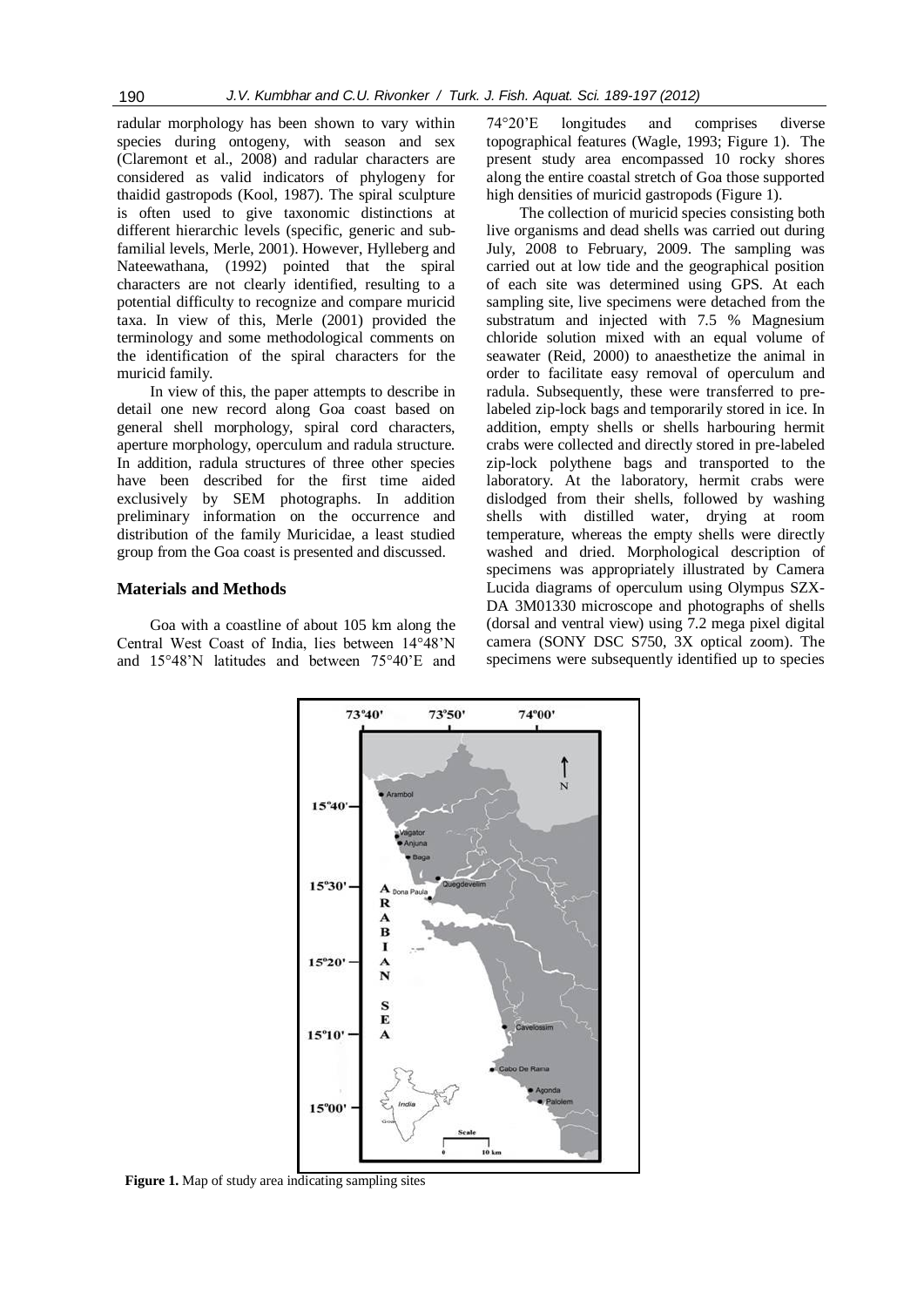radular morphology has been shown to vary within species during ontogeny, with season and sex (Claremont et al., 2008) and radular characters are considered as valid indicators of phylogeny for thaidid gastropods (Kool, 1987). The spiral sculpture is often used to give taxonomic distinctions at different hierarchic levels (specific, generic and sub-familial levels, Merle, 2001). However, Hylleberg and Nateewathana, (1992) pointed that the spiral characters are not clearly identified, resulting to a potential difficulty to recognize and compare muricid taxa. In view of this, Merle (2001) provided the terminology and some methodological comments on the identification of the spiral characters for the muricid family.

In view of this, the paper attempts to describe in detail one new record along Goa coast based on general shell morphology, spiral cord characters, aperture morphology, operculum and radula structure. In addition, radula structures of three other species have been described for the first time aided exclusively by SEM photographs. In addition preliminary information on the occurrence and distribution of the family Muricidae, a least studied group from the Goa coast is presented and discussed.

## Materials and Methods

Goa with a coastline of about 105 km along the Central West Coast of India, lies between 14°48'N and 15°48'N latitudes and between 75°40'E and 74°20'E longitudes and comprises diverse topographical features (Wagle, 1993; Figure 1). The present study area encompassed 10 rocky shores along the entire coastal stretch of Goa those supported high densities of muricid gastropods (Figure 1).

The collection of muricid species consisting both live organisms and dead shells was carried out during July, 2008 to February, 2009. The sampling was carried out at low tide and the geographical position of each site was determined using GPS. At each sampling site, live specimens were detached from the substratum and injected with 7.5 % Magnesium chloride solution mixed with an equal volume of seawater (Reid, 2000) to anaesthetize the animal in order to facilitate easy removal of operculum and radula. Subsequently, these were transferred to pre-labeled zip-lock bags and temporarily stored in ice. In addition, empty shells or shells harbouring hermit crabs were collected and directly stored in pre-labeled zip-lock polythene bags and transported to the laboratory. At the laboratory, hermit crabs were dislodged from their shells, followed by washing shells with distilled water, drying at room temperature, whereas the empty shells were directly washed and dried. Morphological description of specimens was appropriately illustrated by Camera Lucida diagrams of operculum using Olympus SZX-DA 3M01330 microscope and photographs of shells (dorsal and ventral view) using 7.2 mega pixel digital camera (SONY DSC S750, 3X optical zoom). The specimens were subsequently identified up to species

**Figure 1.** Map of study area indicating sampling sites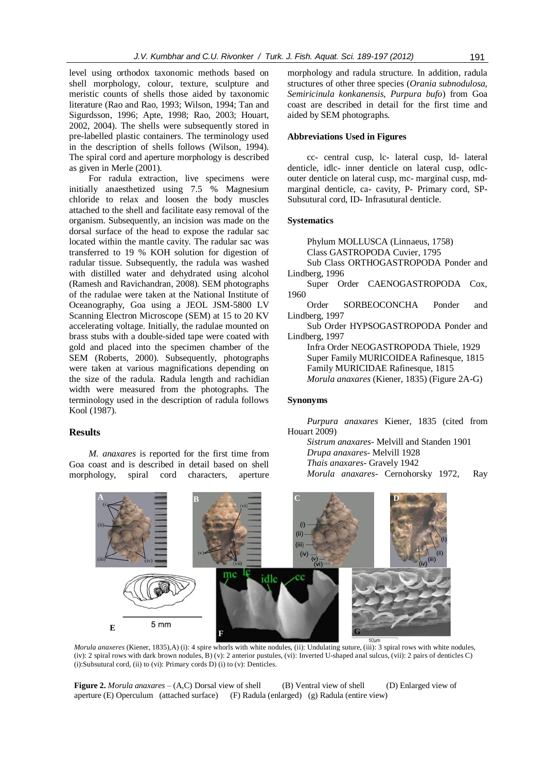level using orthodox taxonomic methods based on shell morphology, colour, texture, sculpture and meristic counts of shells those aided by taxonomic literature (Rao and Rao, 1993; Wilson, 1994; Tan and Sigurdsson, 1996; Apte, 1998; Rao, 2003; Houart, 2002, 2004). The shells were subsequently stored in pre-labelled plastic containers. The terminology used in the description of shells follows (Wilson, 1994). The spiral cord and aperture morphology is described as given in Merle (2001).

For radula extraction, live specimens were initially anaesthetized using 7.5 % Magnesium chloride to relax and loosen the body muscles attached to the shell and facilitate easy removal of the organism. Subsequently, an incision was made on the dorsal surface of the head to expose the radular sac located within the mantle cavity. The radular sac was transferred to 19 % KOH solution for digestion of radular tissue. Subsequently, the radula was washed with distilled water and dehydrated using alcohol (Ramesh and Ravichandran, 2008). SEM photographs of the radulae were taken at the National Institute of Oceanography, Goa using a JEOL JSM-5800 LV Scanning Electron Microscope (SEM) at 15 to 20 KV accelerating voltage. Initially, the radulae mounted on brass stubs with a double-sided tape were coated with gold and placed into the specimen chamber of the SEM (Roberts, 2000). Subsequently, photographs were taken at various magnifications depending on the size of the radula. Radula length and rachidian width were measured from the photographs. The terminology used in the description of radula follows Kool (1987).

## Results

*M. anaxares* is reported for the first time from Goa coast and is described in detail based on shell morphology, spiral cord characters, aperture morphology and radula structure. In addition, radula structures of other three species (*Orania subnodulosa, Semiricinula konkanensis, Purpura bufo*) from Goa coast are described in detail for the first time and aided by SEM photographs.

### Abbreviations Used in Figures

cc- central cusp, lc- lateral cusp, ld- lateral denticle, idlc- inner denticle on lateral cusp, odlc- outer denticle on lateral cusp, mc- marginal cusp, md- marginal denticle, ca- cavity, P- Primary cord, SP- Subsutural cord, ID- Infrasutural denticle.

### Systematics

Phylum MOLLUSCA (Linnaeus, 1758)
Class GASTROPODA Cuvier, 1795
Sub Class ORTHOGASTROPODA Ponder and Lindberg, 1996
Super Order CAENOGASTROPODA Cox, 1960
Order SORBEOCONCHA Ponder and Lindberg, 1997
Sub Order HYPSOGASTROPODA Ponder and Lindberg, 1997
Infra Order NEOGASTROPODA Thiele, 1929
Super Family MURICOIDEA Rafinesque, 1815
Family MURICIDAE Rafinesque, 1815
*Morula anaxares* (Kiener, 1835) (Figure 2A-G)

### Synonyms

*Purpura anaxares* Kiener, 1835 (cited from Houart 2009)
*Sistrum anaxares*- Melvill and Standen 1901
*Drupa anaxares*- Melvill 1928
*Thais anaxares*- Gravely 1942
*Morula anaxares*- Cernohorsky 1972, Ray

*Morula anaxeres* (Kiener, 1835),A) (i): 4 spire whorls with white nodules, (ii): Undulating suture, (iii): 3 spiral rows with white nodules, (iv): 2 spiral rows with dark brown nodules, B) (v): 2 anterior pustules, (vi): Inverted U-shaped anal sulcus, (vii): 2 pairs of denticles C) (i):Subsutural cord, (ii) to (vi): Primary cords D) (i) to (v): Denticles.

**Figure 2.** *Morula anaxares* – (A,C) Dorsal view of shell (B) Ventral view of shell (D) Enlarged view of aperture (E) Operculum (attached surface) (F) Radula (enlarged) (g) Radula (entire view)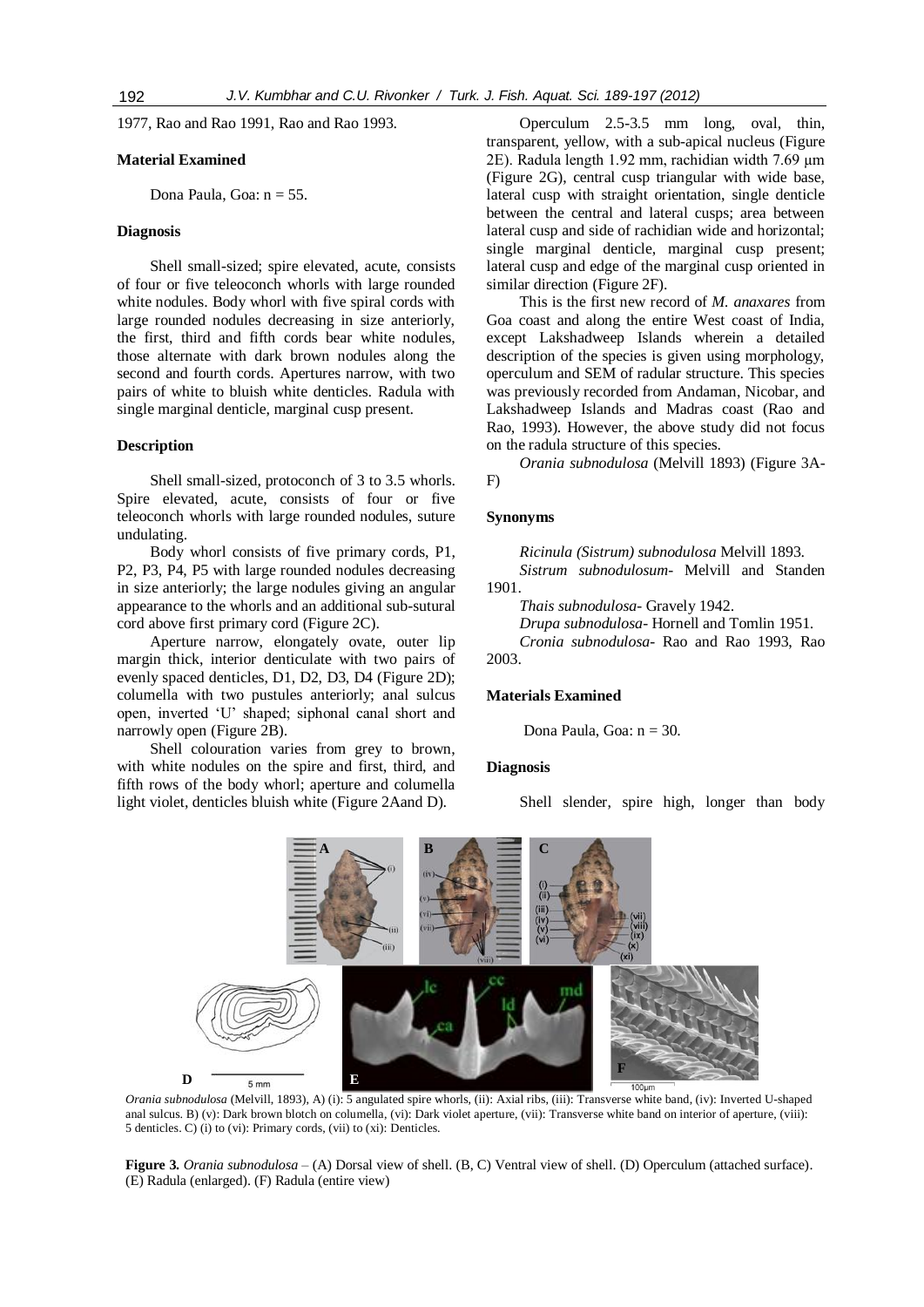1977, Rao and Rao 1991, Rao and Rao 1993.

#### Material Examined

Dona Paula, Goa: n = 55.

#### Diagnosis

Shell small-sized; spire elevated, acute, consists of four or five teleoconch whorls with large rounded white nodules. Body whorl with five spiral cords with large rounded nodules decreasing in size anteriorly, the first, third and fifth cords bear white nodules, those alternate with dark brown nodules along the second and fourth cords. Apertures narrow, with two pairs of white to bluish white denticles. Radula with single marginal denticle, marginal cusp present.

#### Description

Shell small-sized, protoconch of 3 to 3.5 whorls. Spire elevated, acute, consists of four or five teleoconch whorls with large rounded nodules, suture undulating.

Body whorl consists of five primary cords, P1, P2, P3, P4, P5 with large rounded nodules decreasing in size anteriorly; the large nodules giving an angular appearance to the whorls and an additional sub-sutural cord above first primary cord (Figure 2C).

Aperture narrow, elongately ovate, outer lip margin thick, interior denticulate with two pairs of evenly spaced denticles, D1, D2, D3, D4 (Figure 2D); columella with two pustules anteriorly; anal sulcus open, inverted 'U' shaped; siphonal canal short and narrowly open (Figure 2B).

Shell colouration varies from grey to brown, with white nodules on the spire and first, third, and fifth rows of the body whorl; aperture and columella light violet, denticles bluish white (Figure 2Aand D).

Operculum 2.5-3.5 mm long, oval, thin, transparent, yellow, with a sub-apical nucleus (Figure 2E). Radula length 1.92 mm, rachidian width 7.69 µm (Figure 2G), central cusp triangular with wide base, lateral cusp with straight orientation, single denticle between the central and lateral cusps; area between lateral cusp and side of rachidian wide and horizontal; single marginal denticle, marginal cusp present; lateral cusp and edge of the marginal cusp oriented in similar direction (Figure 2F).

This is the first new record of *M. anaxares* from Goa coast and along the entire West coast of India, except Lakshadweep Islands wherein a detailed description of the species is given using morphology, operculum and SEM of radular structure. This species was previously recorded from Andaman, Nicobar, and Lakshadweep Islands and Madras coast (Rao and Rao, 1993). However, the above study did not focus on the radula structure of this species.

*Orania subnodulosa* (Melvill 1893) (Figure 3A-F)

#### Synonyms

*Ricinula (Sistrum) subnodulosa* Melvill 1893.

*Sistrum subnodulosum*- Melvill and Standen 1901.

*Thais subnodulosa*- Gravely 1942.

*Drupa subnodulosa*- Hornell and Tomlin 1951.

*Cronia subnodulosa*- Rao and Rao 1993, Rao 2003.

#### Materials Examined

Dona Paula, Goa: n = 30.

#### Diagnosis

Shell slender, spire high, longer than body

*Orania subnodulosa* (Melvill, 1893), A) (i): 5 angulated spire whorls, (ii): Axial ribs, (iii): Transverse white band, (iv): Inverted U-shaped anal sulcus. B) (v): Dark brown blotch on columella, (vi): Dark violet aperture, (vii): Transverse white band on interior of aperture, (viii): 5 denticles. C) (i) to (vi): Primary cords, (vii) to (xi): Denticles.

**Figure 3.** *Orania subnodulosa* – (A) Dorsal view of shell. (B, C) Ventral view of shell. (D) Operculum (attached surface). (E) Radula (enlarged). (F) Radula (entire view)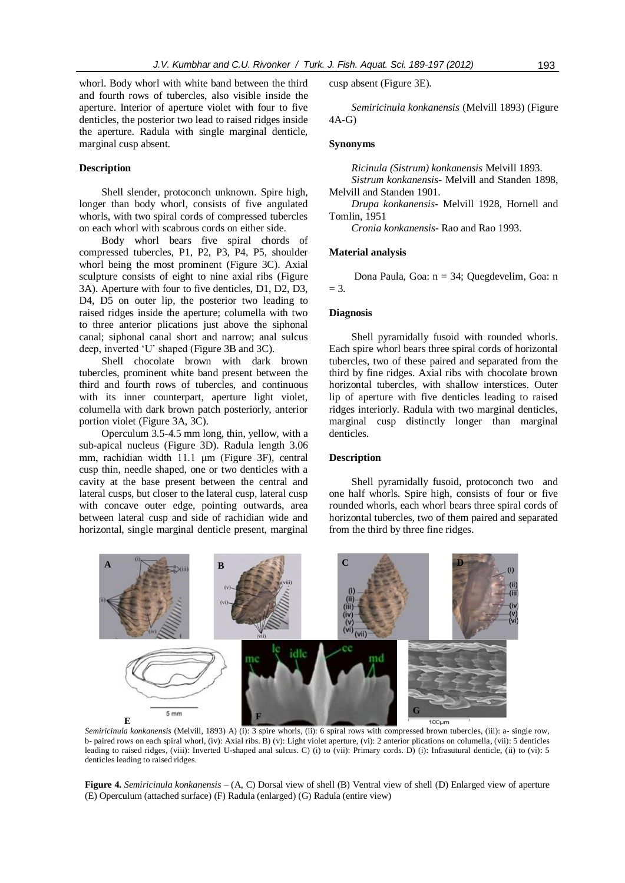whorl. Body whorl with white band between the third and fourth rows of tubercles, also visible inside the aperture. Interior of aperture violet with four to five denticles, the posterior two lead to raised ridges inside the aperture. Radula with single marginal denticle, marginal cusp absent.

### Description

Shell slender, protoconch unknown. Spire high, longer than body whorl, consists of five angulated whorls, with two spiral cords of compressed tubercles on each whorl with scabrous cords on either side.

Body whorl bears five spiral chords of compressed tubercles, P1, P2, P3, P4, P5, shoulder whorl being the most prominent (Figure 3C). Axial sculpture consists of eight to nine axial ribs (Figure 3A). Aperture with four to five denticles, D1, D2, D3, D4, D5 on outer lip, the posterior two leading to raised ridges inside the aperture; columella with two to three anterior plications just above the siphonal canal; siphonal canal short and narrow; anal sulcus deep, inverted 'U' shaped (Figure 3B and 3C).

Shell chocolate brown with dark brown tubercles, prominent white band present between the third and fourth rows of tubercles, and continuous with its inner counterpart, aperture light violet, columella with dark brown patch posteriorly, anterior portion violet (Figure 3A, 3C).

Operculum 3.5-4.5 mm long, thin, yellow, with a sub-apical nucleus (Figure 3D). Radula length 3.06 mm, rachidian width 11.1 μm (Figure 3F), central cusp thin, needle shaped, one or two denticles with a cavity at the base present between the central and lateral cusps, but closer to the lateral cusp, lateral cusp with concave outer edge, pointing outwards, area between lateral cusp and side of rachidian wide and horizontal, single marginal denticle present, marginal cusp absent (Figure 3E).

*Semiricinula konkanensis* (Melvill 1893) (Figure 4A-G)

### Synonyms

*Ricinula (Sistrum) konkanensis* Melvill 1893.
*Sistrum konkanensis*- Melvill and Standen 1898, Melvill and Standen 1901.
*Drupa konkanensis*- Melvill 1928, Hornell and Tomlin, 1951
*Cronia konkanensis*- Rao and Rao 1993.

### Material analysis

Dona Paula, Goa: n = 34; Quegdevelim, Goa: n = 3.

### Diagnosis

Shell pyramidally fusoid with rounded whorls. Each spire whorl bears three spiral cords of horizontal tubercles, two of these paired and separated from the third by fine ridges. Axial ribs with chocolate brown horizontal tubercles, with shallow interstices. Outer lip of aperture with five denticles leading to raised ridges interiorly. Radula with two marginal denticles, marginal cusp distinctly longer than marginal denticles.

### Description

Shell pyramidally fusoid, protoconch two and one half whorls. Spire high, consists of four or five rounded whorls, each whorl bears three spiral cords of horizontal tubercles, two of them paired and separated from the third by three fine ridges.

*Semiricinula konkanensis* (Melvill, 1893) A) (i): 3 spire whorls, (ii): 6 spiral rows with compressed brown tubercles, (iii): a- single row, b- paired rows on each spiral whorl, (iv): Axial ribs. B) (v): Light violet aperture, (vi): 2 anterior plications on columella, (vii): 5 denticles leading to raised ridges, (viii): Inverted U-shaped anal sulcus. C) (i) to (vii): Primary cords. D) (i): Infrasutural denticle, (ii) to (vi): 5 denticles leading to raised ridges.

**Figure 4.** *Semiricinula konkanensis* – (A, C) Dorsal view of shell (B) Ventral view of shell (D) Enlarged view of aperture (E) Operculum (attached surface) (F) Radula (enlarged) (G) Radula (entire view)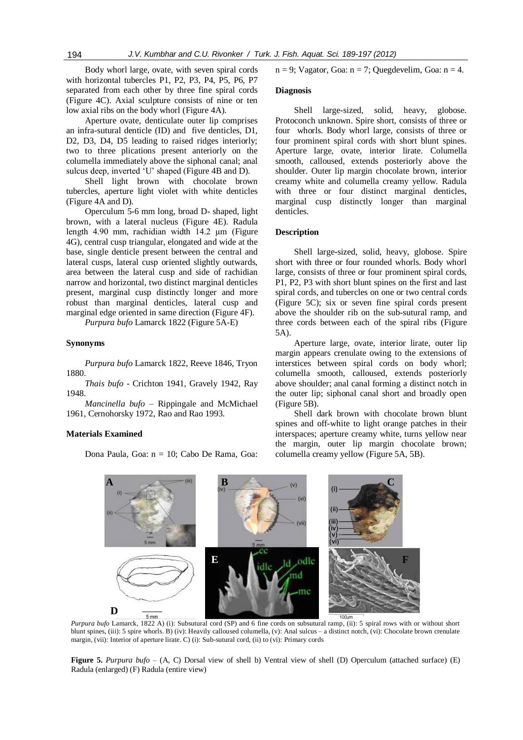Body whorl large, ovate, with seven spiral cords with horizontal tubercles P1, P2, P3, P4, P5, P6, P7 separated from each other by three fine spiral cords (Figure 4C). Axial sculpture consists of nine or ten low axial ribs on the body whorl (Figure 4A).

Aperture ovate, denticulate outer lip comprises an infra-sutural denticle (ID) and five denticles, D1, D2, D3, D4, D5 leading to raised ridges interiorly; two to three plications present anteriorly on the columella immediately above the siphonal canal; anal sulcus deep, inverted 'U' shaped (Figure 4B and D).

Shell light brown with chocolate brown tubercles, aperture light violet with white denticles (Figure 4A and D).

Operculum 5-6 mm long, broad D- shaped, light brown, with a lateral nucleus (Figure 4E). Radula length 4.90 mm, rachidian width 14.2 µm (Figure 4G), central cusp triangular, elongated and wide at the base, single denticle present between the central and lateral cusps, lateral cusp oriented slightly outwards, area between the lateral cusp and side of rachidian narrow and horizontal, two distinct marginal denticles present, marginal cusp distinctly longer and more robust than marginal denticles, lateral cusp and marginal edge oriented in same direction (Figure 4F).

*Purpura bufo* Lamarck 1822 (Figure 5A-E)

### Synonyms

*Purpura bufo* Lamarck 1822, Reeve 1846, Tryon 1880.

*Thais bufo* - Crichton 1941, Gravely 1942, Ray 1948.

*Mancinella bufo* – Rippingale and McMichael 1961, Cernohorsky 1972, Rao and Rao 1993.

### Materials Examined

Dona Paula, Goa: n = 10; Cabo De Rama, Goa: n = 9; Vagator, Goa: n = 7; Quegdevelim, Goa: n = 4.

### Diagnosis

Shell large-sized, solid, heavy, globose. Protoconch unknown. Spire short, consists of three or four whorls. Body whorl large, consists of three or four prominent spiral cords with short blunt spines. Aperture large, ovate, interior lirate. Columella smooth, calloused, extends posteriorly above the shoulder. Outer lip margin chocolate brown, interior creamy white and columella creamy yellow. Radula with three or four distinct marginal denticles, marginal cusp distinctly longer than marginal denticles.

### Description

Shell large-sized, solid, heavy, globose. Spire short with three or four rounded whorls. Body whorl large, consists of three or four prominent spiral cords, P1, P2, P3 with short blunt spines on the first and last spiral cords, and tubercles on one or two central cords (Figure 5C); six or seven fine spiral cords present above the shoulder rib on the sub-sutural ramp, and three cords between each of the spiral ribs (Figure 5A).

Aperture large, ovate, interior lirate, outer lip margin appears crenulate owing to the extensions of interstices between spiral cords on body whorl; columella smooth, calloused, extends posteriorly above shoulder; anal canal forming a distinct notch in the outer lip; siphonal canal short and broadly open (Figure 5B).

Shell dark brown with chocolate brown blunt spines and off-white to light orange patches in their interspaces; aperture creamy white, turns yellow near the margin, outer lip margin chocolate brown; columella creamy yellow (Figure 5A, 5B).

*Purpura bufo* Lamarck, 1822 A) (i): Subsutural cord (SP) and 6 fine cords on subsutural ramp, (ii): 5 spiral rows with or without short blunt spines, (iii): 5 spire whorls. B) (iv): Heavily calloused columella, (v): Anal sulcus – a distinct notch, (vi): Chocolate brown crenulate margin, (vii): Interior of aperture lirate. C) (i): Sub-sutural cord, (ii) to (vi): Primary cords

**Figure 5.** *Purpura bufo* – (A, C) Dorsal view of shell b) Ventral view of shell (D) Operculum (attached surface) (E) Radula (enlarged) (F) Radula (entire view)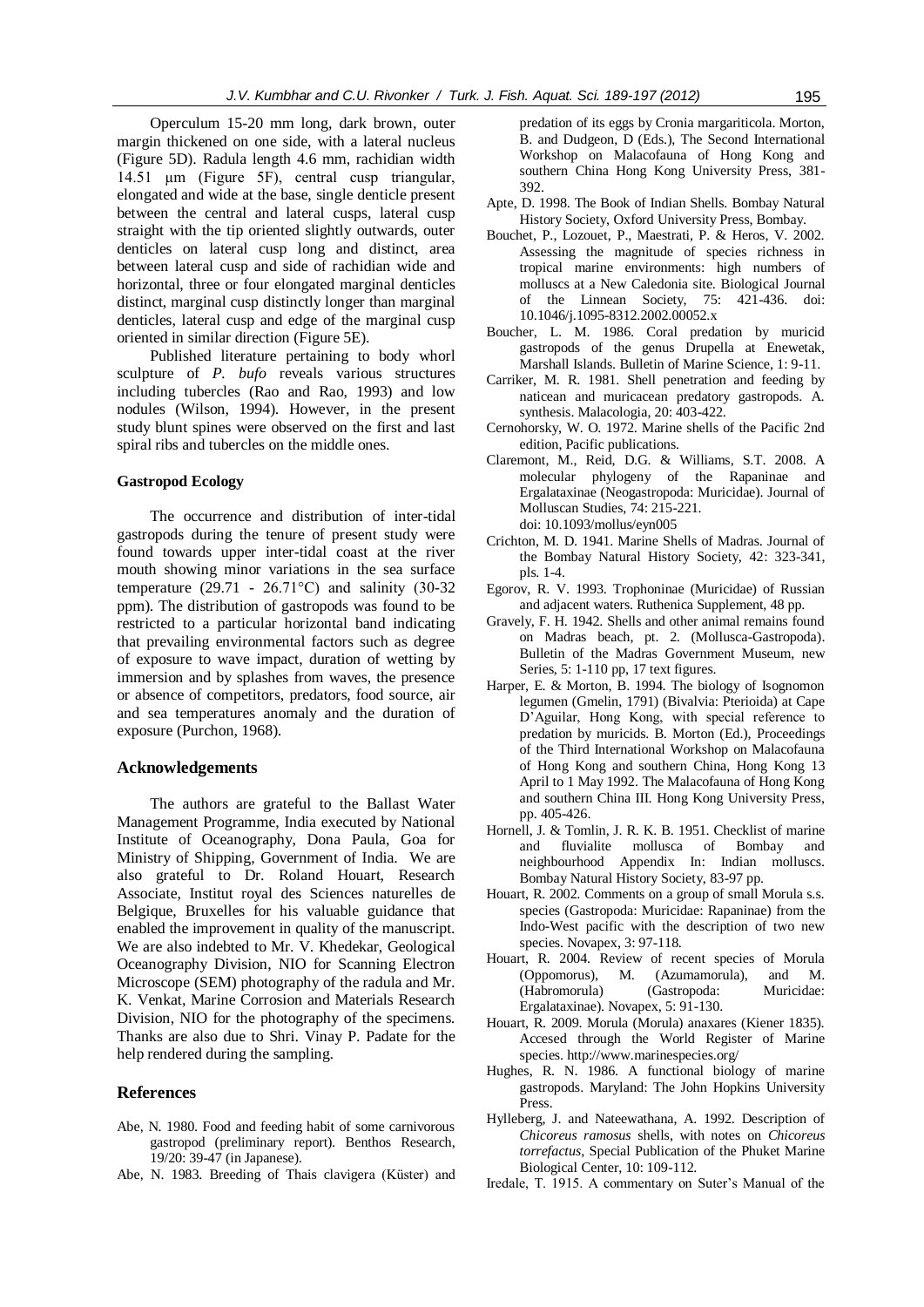Operculum 15-20 mm long, dark brown, outer margin thickened on one side, with a lateral nucleus (Figure 5D). Radula length 4.6 mm, rachidian width 14.51 µm (Figure 5F), central cusp triangular, elongated and wide at the base, single denticle present between the central and lateral cusps, lateral cusp straight with the tip oriented slightly outwards, outer denticles on lateral cusp long and distinct, area between lateral cusp and side of rachidian wide and horizontal, three or four elongated marginal denticles distinct, marginal cusp distinctly longer than marginal denticles, lateral cusp and edge of the marginal cusp oriented in similar direction (Figure 5E).

Published literature pertaining to body whorl sculpture of *P. bufo* reveals various structures including tubercles (Rao and Rao, 1993) and low nodules (Wilson, 1994). However, in the present study blunt spines were observed on the first and last spiral ribs and tubercles on the middle ones.

### Gastropod Ecology

The occurrence and distribution of inter-tidal gastropods during the tenure of present study were found towards upper inter-tidal coast at the river mouth showing minor variations in the sea surface temperature (29.71 - 26.71°C) and salinity (30-32 ppm). The distribution of gastropods was found to be restricted to a particular horizontal band indicating that prevailing environmental factors such as degree of exposure to wave impact, duration of wetting by immersion and by splashes from waves, the presence or absence of competitors, predators, food source, air and sea temperatures anomaly and the duration of exposure (Purchon, 1968).

## Acknowledgements

The authors are grateful to the Ballast Water Management Programme, India executed by National Institute of Oceanography, Dona Paula, Goa for Ministry of Shipping, Government of India. We are also grateful to Dr. Roland Houart, Research Associate, Institut royal des Sciences naturelles de Belgique, Bruxelles for his valuable guidance that enabled the improvement in quality of the manuscript. We are also indebted to Mr. V. Khedekar, Geological Oceanography Division, NIO for Scanning Electron Microscope (SEM) photography of the radula and Mr. K. Venkat, Marine Corrosion and Materials Research Division, NIO for the photography of the specimens. Thanks are also due to Shri. Vinay P. Padate for the help rendered during the sampling.

## References

Abe, N. 1980. Food and feeding habit of some carnivorous gastropod (preliminary report). Benthos Research, 19/20: 39-47 (in Japanese).

Abe, N. 1983. Breeding of Thais clavigera (Küster) and predation of its eggs by Cronia margariticola. Morton, B. and Dudgeon, D (Eds.), The Second International Workshop on Malacofauna of Hong Kong and southern China Hong Kong University Press, 381-392.

Apte, D. 1998. The Book of Indian Shells. Bombay Natural History Society, Oxford University Press, Bombay.

Bouchet, P., Lozouet, P., Maestrati, P. & Heros, V. 2002. Assessing the magnitude of species richness in tropical marine environments: high numbers of molluscs at a New Caledonia site. Biological Journal of the Linnean Society, 75: 421-436. doi: 10.1046/j.1095-8312.2002.00052.x

Boucher, L. M. 1986. Coral predation by muricid gastropods of the genus Drupella at Enewetak, Marshall Islands. Bulletin of Marine Science, 1: 9-11.

Carriker, M. R. 1981. Shell penetration and feeding by naticean and muricacean predatory gastropods. A. synthesis. Malacologia, 20: 403-422.

Cernohorsky, W. O. 1972. Marine shells of the Pacific 2nd edition, Pacific publications.

Claremont, M., Reid, D.G. & Williams, S.T. 2008. A molecular phylogeny of the Rapaninae and Ergalataxinae (Neogastropoda: Muricidae). Journal of Molluscan Studies, 74: 215-221. doi: 10.1093/mollus/eyn005

Crichton, M. D. 1941. Marine Shells of Madras. Journal of the Bombay Natural History Society, 42: 323-341, pls. 1-4.

Egorov, R. V. 1993. Trophoninae (Muricidae) of Russian and adjacent waters. Ruthenica Supplement, 48 pp.

Gravely, F. H. 1942. Shells and other animal remains found on Madras beach, pt. 2. (Mollusca-Gastropoda). Bulletin of the Madras Government Museum, new Series, 5: 1-110 pp, 17 text figures.

Harper, E. & Morton, B. 1994. The biology of Isognomon legumen (Gmelin, 1791) (Bivalvia: Pterioida) at Cape D'Aguilar, Hong Kong, with special reference to predation by muricids. B. Morton (Ed.), Proceedings of the Third International Workshop on Malacofauna of Hong Kong and southern China, Hong Kong 13 April to 1 May 1992. The Malacofauna of Hong Kong and southern China III. Hong Kong University Press, pp. 405-426.

Hornell, J. & Tomlin, J. R. K. B. 1951. Checklist of marine and fluvialite mollusca of Bombay and neighbourhood Appendix In: Indian molluscs. Bombay Natural History Society, 83-97 pp.

Houart, R. 2002. Comments on a group of small Morula s.s. species (Gastropoda: Muricidae: Rapaninae) from the Indo-West pacific with the description of two new species. Novapex, 3: 97-118.

Houart, R. 2004. Review of recent species of Morula (Oppomorus), M. (Azumamorula), and M. (Habromorula) (Gastropoda: Muricidae: Ergalataxinae). Novapex, 5: 91-130.

Houart, R. 2009. Morula (Morula) anaxares (Kiener 1835). Accesed through the World Register of Marine species. http://www.marinespecies.org/

Hughes, R. N. 1986. A functional biology of marine gastropods. Maryland: The John Hopkins University Press.

Hylleberg, J. and Nateewathana, A. 1992. Description of *Chicoreus ramosus* shells, with notes on *Chicoreus torrefactus*, Special Publication of the Phuket Marine Biological Center, 10: 109-112.

Iredale, T. 1915. A commentary on Suter's Manual of the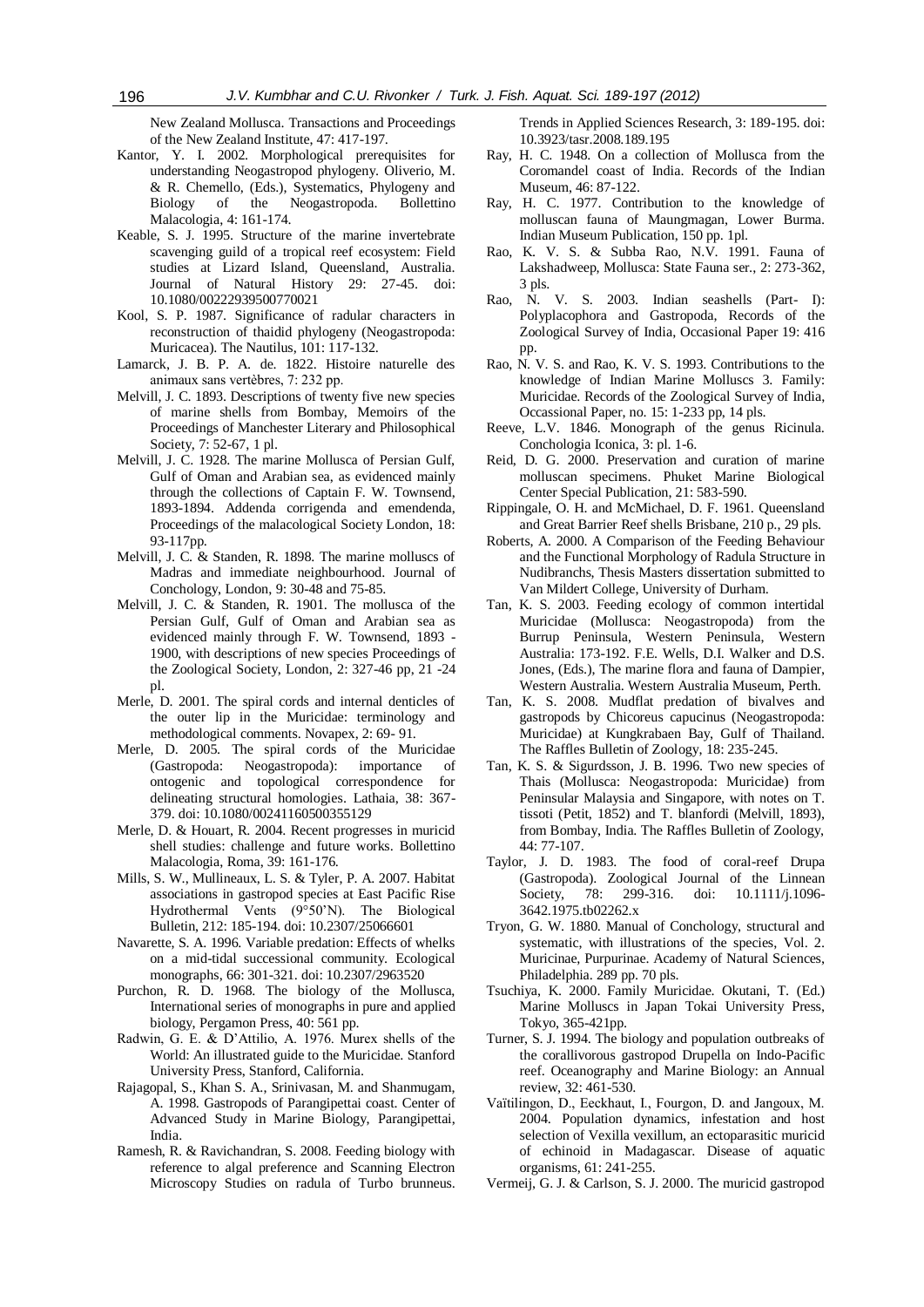New Zealand Mollusca. Transactions and Proceedings of the New Zealand Institute, 47: 417-197.

Kantor, Y. I. 2002. Morphological prerequisites for understanding Neogastropod phylogeny. Oliverio, M. & R. Chemello, (Eds.), Systematics, Phylogeny and Biology of the Neogastropoda. Bollettino Malacologia, 4: 161-174.

Keable, S. J. 1995. Structure of the marine invertebrate scavenging guild of a tropical reef ecosystem: Field studies at Lizard Island, Queensland, Australia. Journal of Natural History 29: 27-45. doi: 10.1080/00222939500770021

Kool, S. P. 1987. Significance of radular characters in reconstruction of thaidid phylogeny (Neogastropoda: Muricacea). The Nautilus, 101: 117-132.

Lamarck, J. B. P. A. de. 1822. Histoire naturelle des animaux sans vertèbres, 7: 232 pp.

Melvill, J. C. 1893. Descriptions of twenty five new species of marine shells from Bombay, Memoirs of the Proceedings of Manchester Literary and Philosophical Society, 7: 52-67, 1 pl.

Melvill, J. C. 1928. The marine Mollusca of Persian Gulf, Gulf of Oman and Arabian sea, as evidenced mainly through the collections of Captain F. W. Townsend, 1893-1894. Addenda corrigenda and emendenda, Proceedings of the malacological Society London, 18: 93-117pp.

Melvill, J. C. & Standen, R. 1898. The marine molluscs of Madras and immediate neighbourhood. Journal of Conchology, London, 9: 30-48 and 75-85.

Melvill, J. C. & Standen, R. 1901. The mollusca of the Persian Gulf, Gulf of Oman and Arabian sea as evidenced mainly through F. W. Townsend, 1893 - 1900, with descriptions of new species Proceedings of the Zoological Society, London, 2: 327-46 pp, 21 -24 pl.

Merle, D. 2001. The spiral cords and internal denticles of the outer lip in the Muricidae: terminology and methodological comments. Novapex, 2: 69- 91.

Merle, D. 2005. The spiral cords of the Muricidae (Gastropoda: Neogastropoda): importance of ontogenic and topological correspondence for delineating structural homologies. Lathaia, 38: 367-379. doi: 10.1080/00241160500355129

Merle, D. & Houart, R. 2004. Recent progresses in muricid shell studies: challenge and future works. Bollettino Malacologia, Roma, 39: 161-176.

Mills, S. W., Mullineaux, L. S. & Tyler, P. A. 2007. Habitat associations in gastropod species at East Pacific Rise Hydrothermal Vents (9°50'N). The Biological Bulletin, 212: 185-194. doi: 10.2307/25066601

Navarette, S. A. 1996. Variable predation: Effects of whelks on a mid-tidal successional community. Ecological monographs, 66: 301-321. doi: 10.2307/2963520

Purchon, R. D. 1968. The biology of the Mollusca, International series of monographs in pure and applied biology, Pergamon Press, 40: 561 pp.

Radwin, G. E. & D'Attilio, A. 1976. Murex shells of the World: An illustrated guide to the Muricidae. Stanford University Press, Stanford, California.

Rajagopal, S., Khan S. A., Srinivasan, M. and Shanmugam, A. 1998. Gastropods of Parangipettai coast. Center of Advanced Study in Marine Biology, Parangipettai, India.

Ramesh, R. & Ravichandran, S. 2008. Feeding biology with reference to algal preference and Scanning Electron Microscopy Studies on radula of Turbo brunneus. Trends in Applied Sciences Research, 3: 189-195. doi: 10.3923/tasr.2008.189.195

Ray, H. C. 1948. On a collection of Mollusca from the Coromandel coast of India. Records of the Indian Museum, 46: 87-122.

Ray, H. C. 1977. Contribution to the knowledge of molluscan fauna of Maungmagan, Lower Burma. Indian Museum Publication, 150 pp. 1pl.

Rao, K. V. S. & Subba Rao, N.V. 1991. Fauna of Lakshadweep, Mollusca: State Fauna ser., 2: 273-362, 3 pls.

Rao, N. V. S. 2003. Indian seashells (Part- I): Polyplacophora and Gastropoda, Records of the Zoological Survey of India, Occasional Paper 19: 416 pp.

Rao, N. V. S. and Rao, K. V. S. 1993. Contributions to the knowledge of Indian Marine Molluscs 3. Family: Muricidae. Records of the Zoological Survey of India, Occassional Paper, no. 15: 1-233 pp, 14 pls.

Reeve, L.V. 1846. Monograph of the genus Ricinula. Conchologia Iconica, 3: pl. 1-6.

Reid, D. G. 2000. Preservation and curation of marine molluscan specimens. Phuket Marine Biological Center Special Publication, 21: 583-590.

Rippingale, O. H. and McMichael, D. F. 1961. Queensland and Great Barrier Reef shells Brisbane, 210 p., 29 pls.

Roberts, A. 2000. A Comparison of the Feeding Behaviour and the Functional Morphology of Radula Structure in Nudibranchs, Thesis Masters dissertation submitted to Van Mildert College, University of Durham.

Tan, K. S. 2003. Feeding ecology of common intertidal Muricidae (Mollusca: Neogastropoda) from the Burrup Peninsula, Western Peninsula, Western Australia: 173-192. F.E. Wells, D.I. Walker and D.S. Jones, (Eds.), The marine flora and fauna of Dampier, Western Australia. Western Australia Museum, Perth.

Tan, K. S. 2008. Mudflat predation of bivalves and gastropods by Chicoreus capucinus (Neogastropoda: Muricidae) at Kungkrabaen Bay, Gulf of Thailand. The Raffles Bulletin of Zoology, 18: 235-245.

Tan, K. S. & Sigurdsson, J. B. 1996. Two new species of Thais (Mollusca: Neogastropoda: Muricidae) from Peninsular Malaysia and Singapore, with notes on T. tissoti (Petit, 1852) and T. blanfordi (Melvill, 1893), from Bombay, India. The Raffles Bulletin of Zoology, 44: 77-107.

Taylor, J. D. 1983. The food of coral-reef Drupa (Gastropoda). Zoological Journal of the Linnean Society, 78: 299-316. doi: 10.1111/j.1096-3642.1975.tb02262.x

Tryon, G. W. 1880. Manual of Conchology, structural and systematic, with illustrations of the species, Vol. 2. Muricinae, Purpurinae. Academy of Natural Sciences, Philadelphia. 289 pp. 70 pls.

Tsuchiya, K. 2000. Family Muricidae. Okutani, T. (Ed.) Marine Molluscs in Japan Tokai University Press, Tokyo, 365-421pp.

Turner, S. J. 1994. The biology and population outbreaks of the corallivorous gastropod Drupella on Indo-Pacific reef. Oceanography and Marine Biology: an Annual review, 32: 461-530.

Vaïtilingon, D., Eeckhaut, I., Fourgon, D. and Jangoux, M. 2004. Population dynamics, infestation and host selection of Vexilla vexillum, an ectoparasitic muricid of echinoid in Madagascar. Disease of aquatic organisms, 61: 241-255.

Vermeij, G. J. & Carlson, S. J. 2000. The muricid gastropod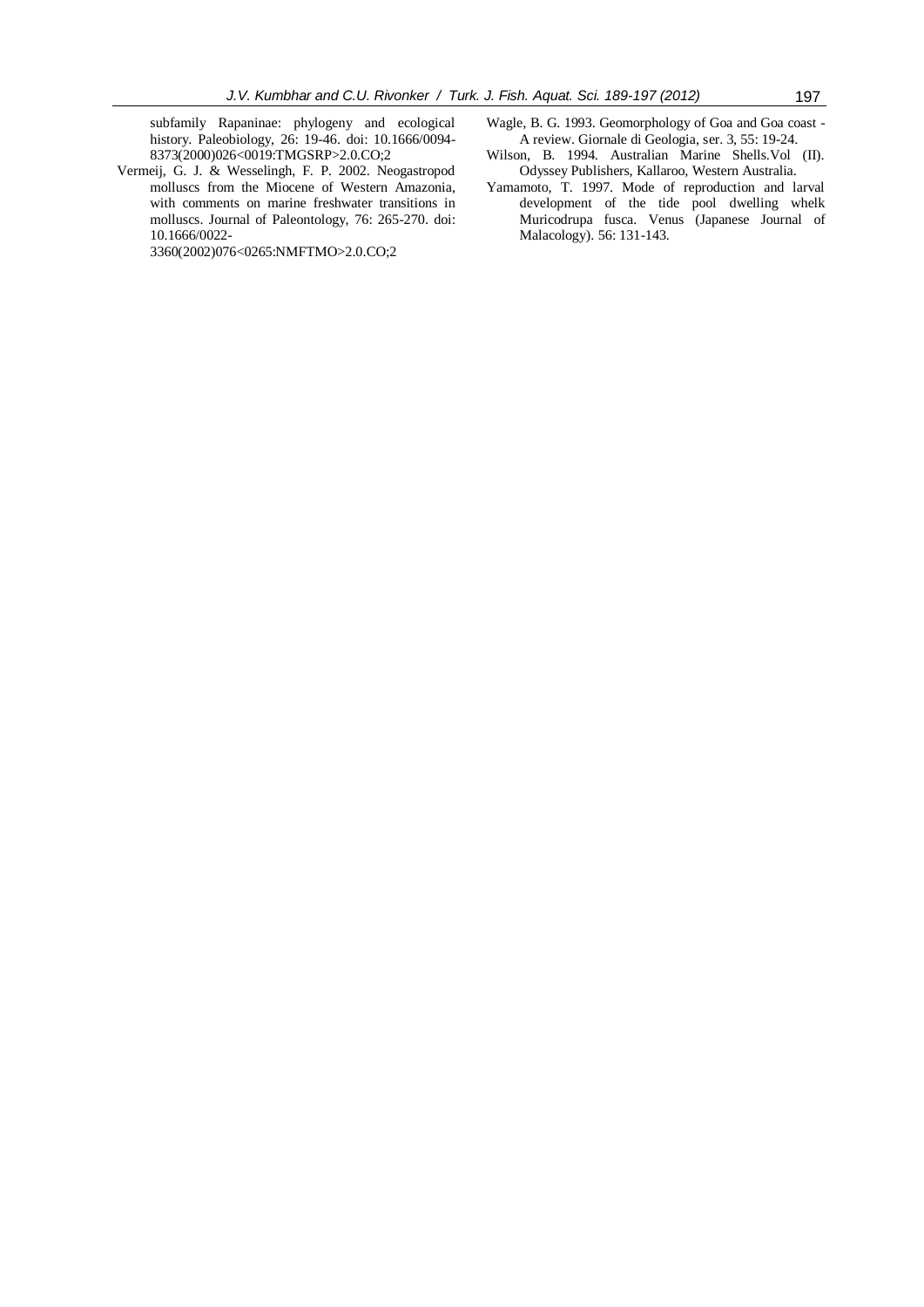subfamily Rapaninae: phylogeny and ecological history. Paleobiology, 26: 19-46. doi: 10.1666/0094-8373(2000)026<0019:TMGSRP>2.0.CO;2

Vermeij, G. J. & Wesselingh, F. P. 2002. Neogastropod molluscs from the Miocene of Western Amazonia, with comments on marine freshwater transitions in molluscs. Journal of Paleontology, 76: 265-270. doi: 10.1666/0022-3360(2002)076<0265:NMFTMO>2.0.CO;2

Wagle, B. G. 1993. Geomorphology of Goa and Goa coast - A review. Giornale di Geologia, ser. 3, 55: 19-24.

Wilson, B. 1994. Australian Marine Shells.Vol (II). Odyssey Publishers, Kallaroo, Western Australia.

Yamamoto, T. 1997. Mode of reproduction and larval development of the tide pool dwelling whelk Muricodrupa fusca. Venus (Japanese Journal of Malacology). 56: 131-143.